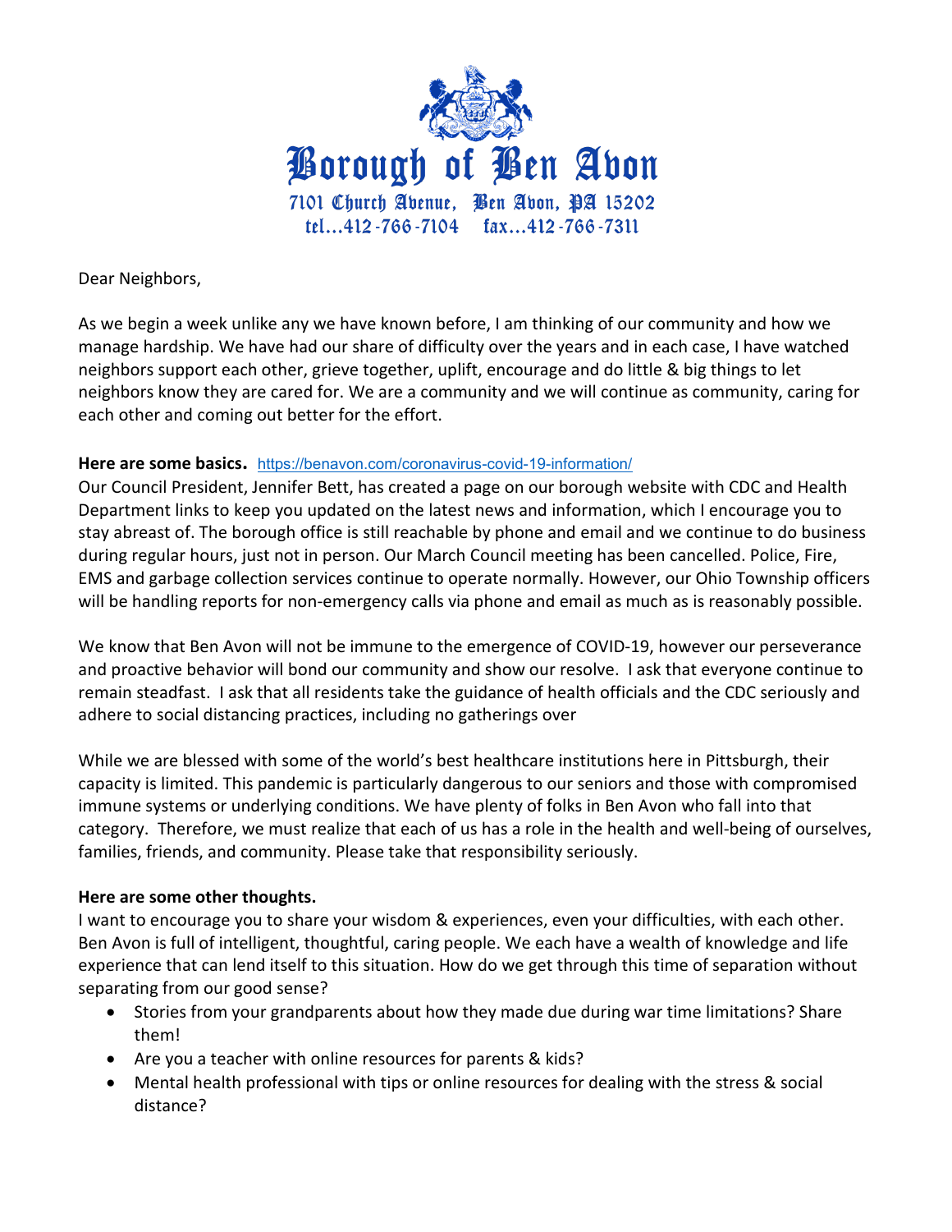# Borough of Ben Avon

7101 Church Avenue, Ben Avon, PA 15202
tel...412-766-7104 fax...412-766-7311

Dear Neighbors,

As we begin a week unlike any we have known before, I am thinking of our community and how we manage hardship. We have had our share of difficulty over the years and in each case, I have watched neighbors support each other, grieve together, uplift, encourage and do little & big things to let neighbors know they are cared for. We are a community and we will continue as community, caring for each other and coming out better for the effort.

**Here are some basics.** https://benavon.com/coronavirus-covid-19-information/
Our Council President, Jennifer Bett, has created a page on our borough website with CDC and Health Department links to keep you updated on the latest news and information, which I encourage you to stay abreast of. The borough office is still reachable by phone and email and we continue to do business during regular hours, just not in person. Our March Council meeting has been cancelled. Police, Fire, EMS and garbage collection services continue to operate normally. However, our Ohio Township officers will be handling reports for non-emergency calls via phone and email as much as is reasonably possible.

We know that Ben Avon will not be immune to the emergence of COVID-19, however our perseverance and proactive behavior will bond our community and show our resolve. I ask that everyone continue to remain steadfast. I ask that all residents take the guidance of health officials and the CDC seriously and adhere to social distancing practices, including no gatherings over

While we are blessed with some of the world's best healthcare institutions here in Pittsburgh, their capacity is limited. This pandemic is particularly dangerous to our seniors and those with compromised immune systems or underlying conditions. We have plenty of folks in Ben Avon who fall into that category. Therefore, we must realize that each of us has a role in the health and well-being of ourselves, families, friends, and community. Please take that responsibility seriously.

**Here are some other thoughts.**
I want to encourage you to share your wisdom & experiences, even your difficulties, with each other. Ben Avon is full of intelligent, thoughtful, caring people. We each have a wealth of knowledge and life experience that can lend itself to this situation. How do we get through this time of separation without separating from our good sense?

- Stories from your grandparents about how they made due during war time limitations? Share them!
- Are you a teacher with online resources for parents & kids?
- Mental health professional with tips or online resources for dealing with the stress & social distance?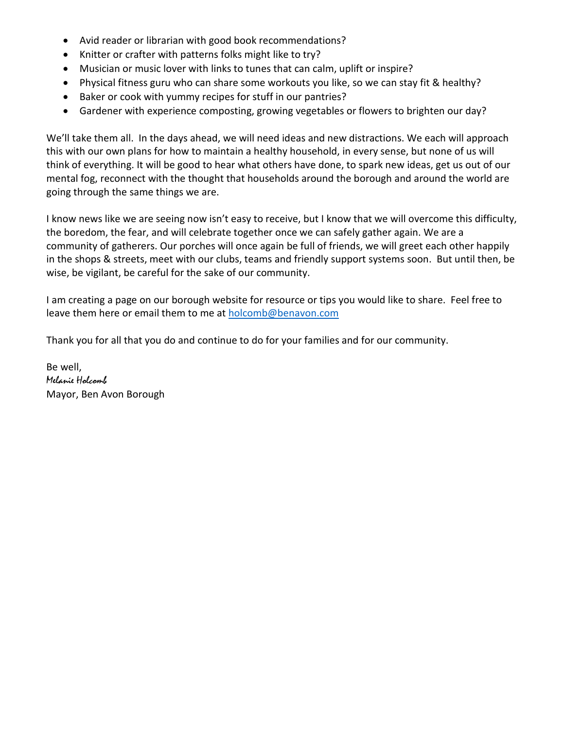- Avid reader or librarian with good book recommendations?
- Knitter or crafter with patterns folks might like to try?
- Musician or music lover with links to tunes that can calm, uplift or inspire?
- Physical fitness guru who can share some workouts you like, so we can stay fit & healthy?
- Baker or cook with yummy recipes for stuff in our pantries?
- Gardener with experience composting, growing vegetables or flowers to brighten our day?

We'll take them all. In the days ahead, we will need ideas and new distractions. We each will approach this with our own plans for how to maintain a healthy household, in every sense, but none of us will think of everything. It will be good to hear what others have done, to spark new ideas, get us out of our mental fog, reconnect with the thought that households around the borough and around the world are going through the same things we are.

I know news like we are seeing now isn't easy to receive, but I know that we will overcome this difficulty, the boredom, the fear, and will celebrate together once we can safely gather again. We are a community of gatherers. Our porches will once again be full of friends, we will greet each other happily in the shops & streets, meet with our clubs, teams and friendly support systems soon. But until then, be wise, be vigilant, be careful for the sake of our community.

I am creating a page on our borough website for resource or tips you would like to share. Feel free to leave them here or email them to me at holcomb@benavon.com

Thank you for all that you do and continue to do for your families and for our community.

Be well,
*Melanie Holcomb*
Mayor, Ben Avon Borough